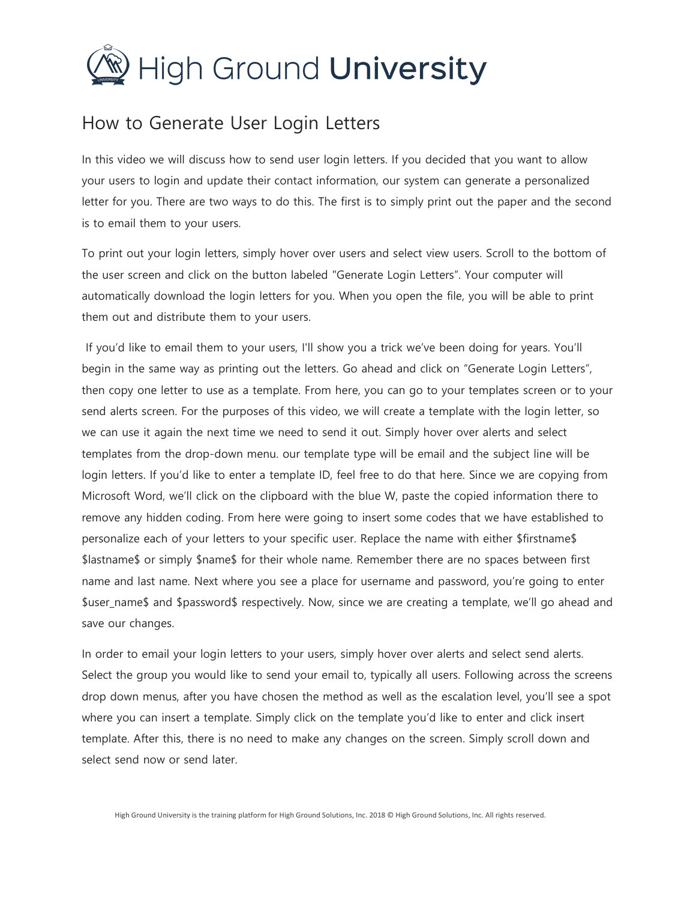High Ground **University**

# How to Generate User Login Letters

In this video we will discuss how to send user login letters. If you decided that you want to allow your users to login and update their contact information, our system can generate a personalized letter for you. There are two ways to do this. The first is to simply print out the paper and the second is to email them to your users.

To print out your login letters, simply hover over users and select view users. Scroll to the bottom of the user screen and click on the button labeled "Generate Login Letters". Your computer will automatically download the login letters for you. When you open the file, you will be able to print them out and distribute them to your users.

If you'd like to email them to your users, I'll show you a trick we've been doing for years. You'll begin in the same way as printing out the letters. Go ahead and click on "Generate Login Letters", then copy one letter to use as a template. From here, you can go to your templates screen or to your send alerts screen. For the purposes of this video, we will create a template with the login letter, so we can use it again the next time we need to send it out. Simply hover over alerts and select templates from the drop-down menu. our template type will be email and the subject line will be login letters. If you'd like to enter a template ID, feel free to do that here. Since we are copying from Microsoft Word, we'll click on the clipboard with the blue W, paste the copied information there to remove any hidden coding. From here were going to insert some codes that we have established to personalize each of your letters to your specific user. Replace the name with either $firstname$ $lastname$ or simply $name$ for their whole name. Remember there are no spaces between first name and last name. Next where you see a place for username and password, you're going to enter $user_name$ and $password$ respectively. Now, since we are creating a template, we'll go ahead and save our changes.

In order to email your login letters to your users, simply hover over alerts and select send alerts. Select the group you would like to send your email to, typically all users. Following across the screens drop down menus, after you have chosen the method as well as the escalation level, you'll see a spot where you can insert a template. Simply click on the template you'd like to enter and click insert template. After this, there is no need to make any changes on the screen. Simply scroll down and select send now or send later.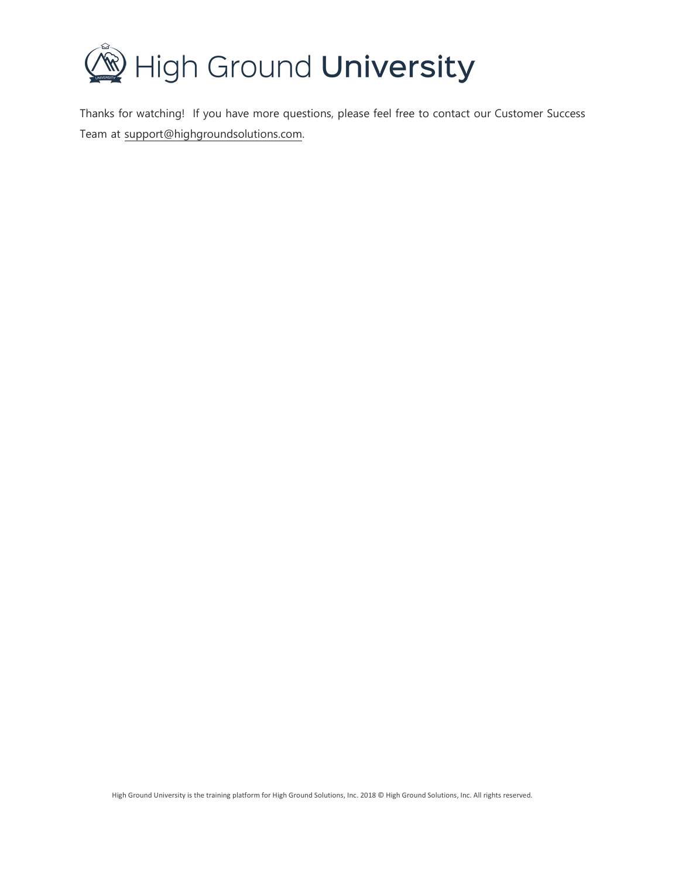# High Ground University

Thanks for watching! If you have more questions, please feel free to contact our Customer Success Team at support@highgroundsolutions.com.

High Ground University is the training platform for High Ground Solutions, Inc. 2018 © High Ground Solutions, Inc. All rights reserved.